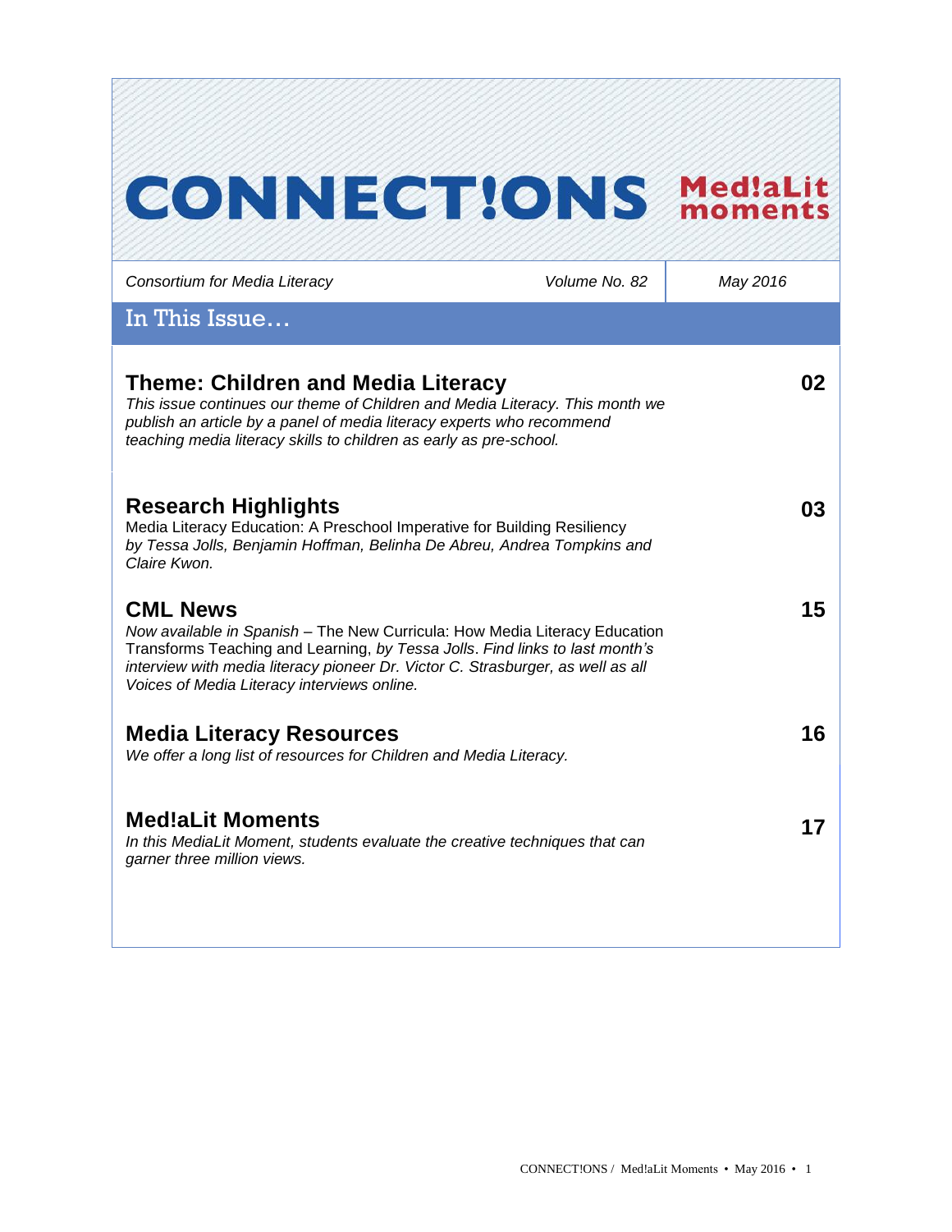# CONNECT!ONS Med!aLit moments

*Consortium for Media Literacy* | *Volume No. 82* | *May 2016*

## In This Issue…

### Theme: Children and Media Literacy — 02

*This issue continues our theme of Children and Media Literacy. This month we publish an article by a panel of media literacy experts who recommend teaching media literacy skills to children as early as pre-school.*

### Research Highlights — 03

Media Literacy Education: A Preschool Imperative for Building Resiliency *by Tessa Jolls, Benjamin Hoffman, Belinha De Abreu, Andrea Tompkins and Claire Kwon.*

### CML News — 15

*Now available in Spanish* – The New Curricula: How Media Literacy Education Transforms Teaching and Learning, *by Tessa Jolls. Find links to last month's interview with media literacy pioneer Dr. Victor C. Strasburger, as well as all Voices of Media Literacy interviews online.*

### Media Literacy Resources — 16

*We offer a long list of resources for Children and Media Literacy.*

### Med!aLit Moments — 17

*In this MediaLit Moment, students evaluate the creative techniques that can garner three million views.*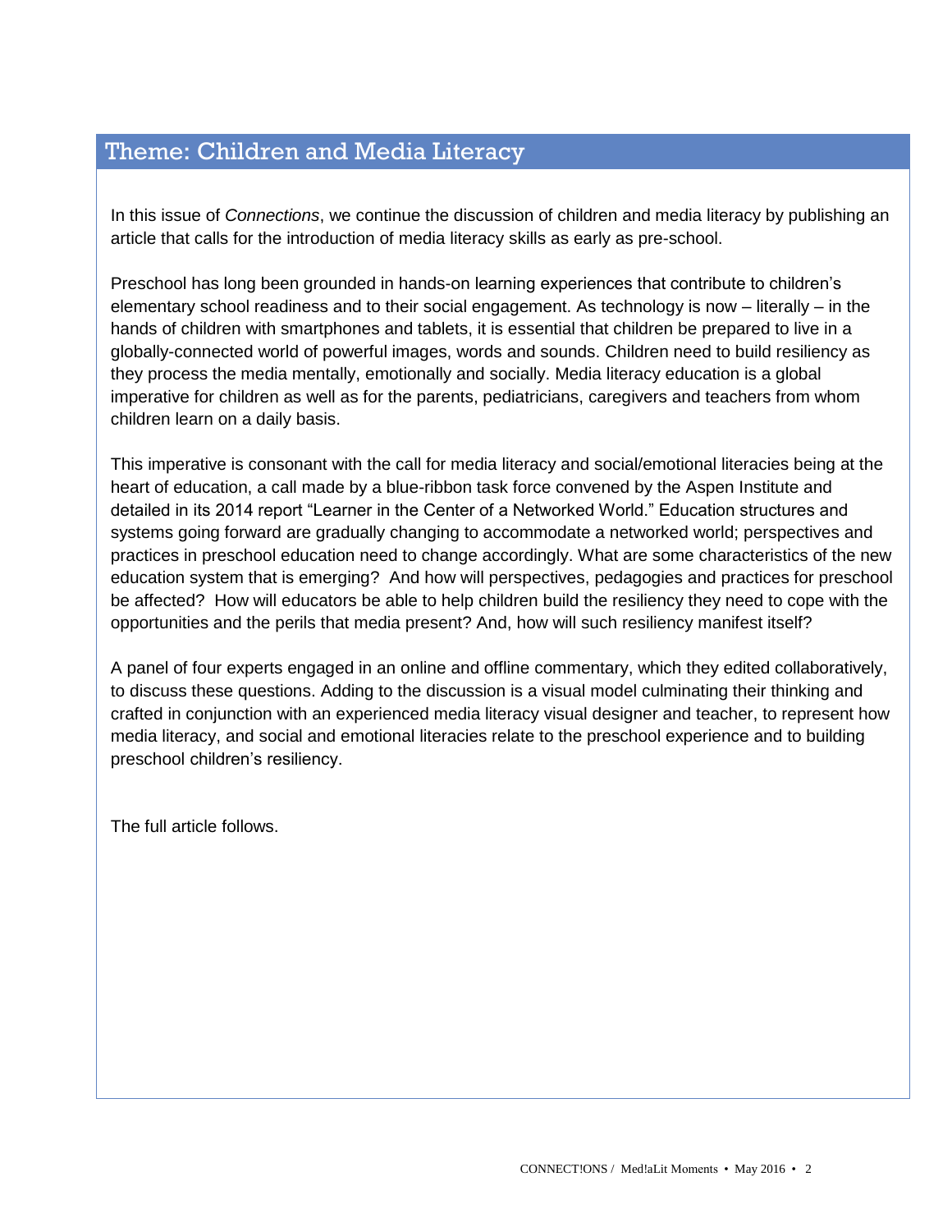## Theme: Children and Media Literacy

In this issue of *Connections*, we continue the discussion of children and media literacy by publishing an article that calls for the introduction of media literacy skills as early as pre-school.

Preschool has long been grounded in hands-on learning experiences that contribute to children's elementary school readiness and to their social engagement. As technology is now – literally – in the hands of children with smartphones and tablets, it is essential that children be prepared to live in a globally-connected world of powerful images, words and sounds. Children need to build resiliency as they process the media mentally, emotionally and socially. Media literacy education is a global imperative for children as well as for the parents, pediatricians, caregivers and teachers from whom children learn on a daily basis.

This imperative is consonant with the call for media literacy and social/emotional literacies being at the heart of education, a call made by a blue-ribbon task force convened by the Aspen Institute and detailed in its 2014 report "Learner in the Center of a Networked World." Education structures and systems going forward are gradually changing to accommodate a networked world; perspectives and practices in preschool education need to change accordingly. What are some characteristics of the new education system that is emerging? And how will perspectives, pedagogies and practices for preschool be affected? How will educators be able to help children build the resiliency they need to cope with the opportunities and the perils that media present? And, how will such resiliency manifest itself?

A panel of four experts engaged in an online and offline commentary, which they edited collaboratively, to discuss these questions. Adding to the discussion is a visual model culminating their thinking and crafted in conjunction with an experienced media literacy visual designer and teacher, to represent how media literacy, and social and emotional literacies relate to the preschool experience and to building preschool children's resiliency.

The full article follows.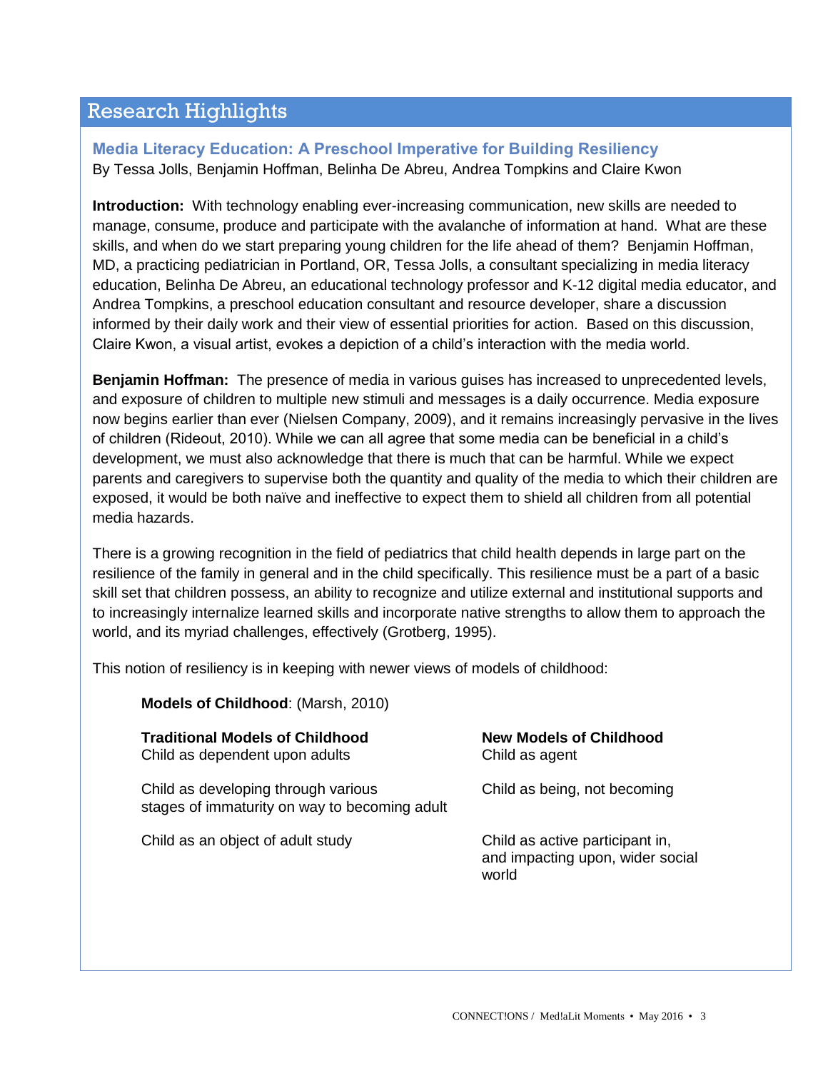## Research Highlights

### Media Literacy Education: A Preschool Imperative for Building Resiliency

By Tessa Jolls, Benjamin Hoffman, Belinha De Abreu, Andrea Tompkins and Claire Kwon

**Introduction:** With technology enabling ever-increasing communication, new skills are needed to manage, consume, produce and participate with the avalanche of information at hand. What are these skills, and when do we start preparing young children for the life ahead of them? Benjamin Hoffman, MD, a practicing pediatrician in Portland, OR, Tessa Jolls, a consultant specializing in media literacy education, Belinha De Abreu, an educational technology professor and K-12 digital media educator, and Andrea Tompkins, a preschool education consultant and resource developer, share a discussion informed by their daily work and their view of essential priorities for action. Based on this discussion, Claire Kwon, a visual artist, evokes a depiction of a child's interaction with the media world.

**Benjamin Hoffman:** The presence of media in various guises has increased to unprecedented levels, and exposure of children to multiple new stimuli and messages is a daily occurrence. Media exposure now begins earlier than ever (Nielsen Company, 2009), and it remains increasingly pervasive in the lives of children (Rideout, 2010). While we can all agree that some media can be beneficial in a child's development, we must also acknowledge that there is much that can be harmful. While we expect parents and caregivers to supervise both the quantity and quality of the media to which their children are exposed, it would be both naïve and ineffective to expect them to shield all children from all potential media hazards.

There is a growing recognition in the field of pediatrics that child health depends in large part on the resilience of the family in general and in the child specifically. This resilience must be a part of a basic skill set that children possess, an ability to recognize and utilize external and institutional supports and to increasingly internalize learned skills and incorporate native strengths to allow them to approach the world, and its myriad challenges, effectively (Grotberg, 1995).

This notion of resiliency is in keeping with newer views of models of childhood:

**Models of Childhood**: (Marsh, 2010)

| Traditional Models of Childhood | New Models of Childhood |
| --- | --- |
| Child as dependent upon adults | Child as agent |
| Child as developing through various stages of immaturity on way to becoming adult | Child as being, not becoming |
| Child as an object of adult study | Child as active participant in, and impacting upon, wider social world |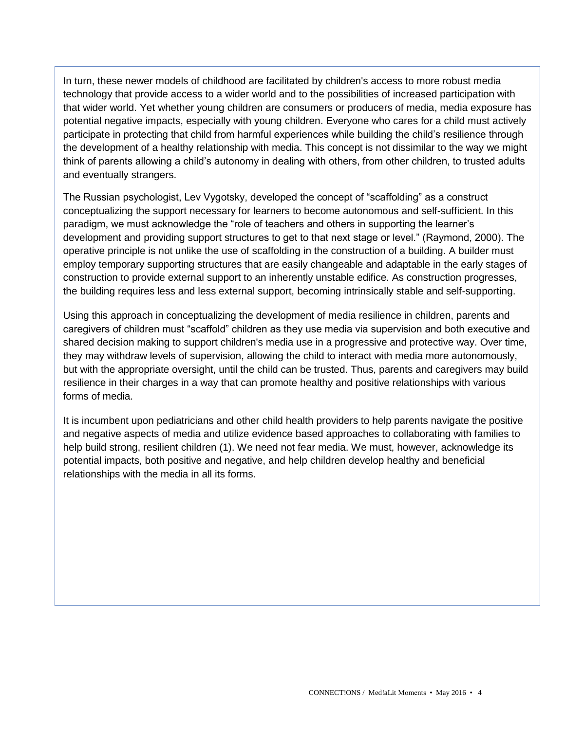In turn, these newer models of childhood are facilitated by children's access to more robust media technology that provide access to a wider world and to the possibilities of increased participation with that wider world. Yet whether young children are consumers or producers of media, media exposure has potential negative impacts, especially with young children. Everyone who cares for a child must actively participate in protecting that child from harmful experiences while building the child's resilience through the development of a healthy relationship with media. This concept is not dissimilar to the way we might think of parents allowing a child's autonomy in dealing with others, from other children, to trusted adults and eventually strangers.

The Russian psychologist, Lev Vygotsky, developed the concept of "scaffolding" as a construct conceptualizing the support necessary for learners to become autonomous and self-sufficient. In this paradigm, we must acknowledge the "role of teachers and others in supporting the learner's development and providing support structures to get to that next stage or level." (Raymond, 2000). The operative principle is not unlike the use of scaffolding in the construction of a building. A builder must employ temporary supporting structures that are easily changeable and adaptable in the early stages of construction to provide external support to an inherently unstable edifice. As construction progresses, the building requires less and less external support, becoming intrinsically stable and self-supporting.

Using this approach in conceptualizing the development of media resilience in children, parents and caregivers of children must "scaffold" children as they use media via supervision and both executive and shared decision making to support children's media use in a progressive and protective way. Over time, they may withdraw levels of supervision, allowing the child to interact with media more autonomously, but with the appropriate oversight, until the child can be trusted. Thus, parents and caregivers may build resilience in their charges in a way that can promote healthy and positive relationships with various forms of media.

It is incumbent upon pediatricians and other child health providers to help parents navigate the positive and negative aspects of media and utilize evidence based approaches to collaborating with families to help build strong, resilient children (1). We need not fear media. We must, however, acknowledge its potential impacts, both positive and negative, and help children develop healthy and beneficial relationships with the media in all its forms.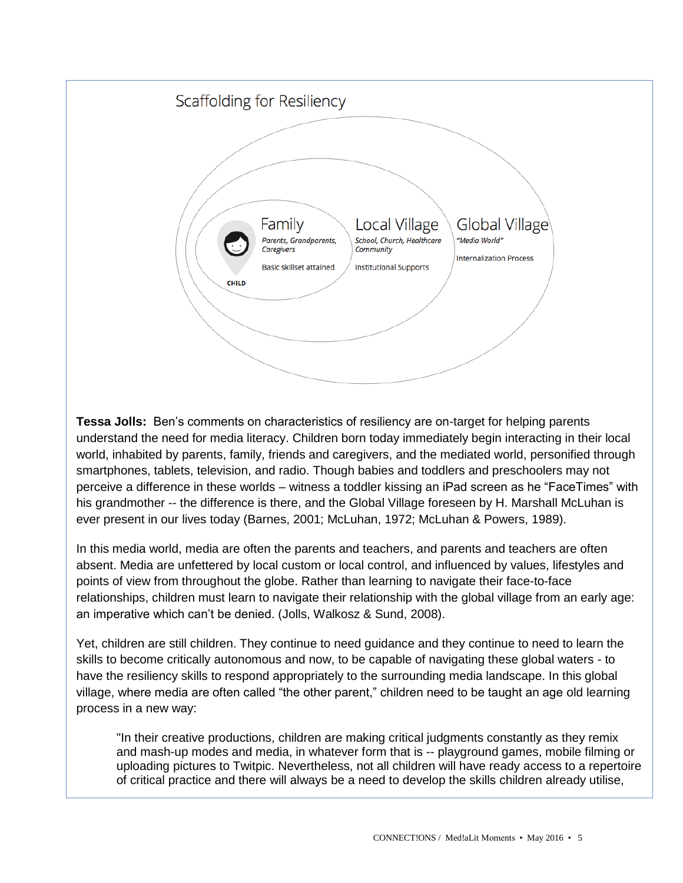Scaffolding for Resiliency

Family
*Parents, Grandparents, Caregivers*
Basic skillset attained

CHILD

Local Village
*School, Church, Healthcare Community*
Institutional Supports

Global Village
*"Media World"*
Internalization Process

**Tessa Jolls:** Ben's comments on characteristics of resiliency are on-target for helping parents understand the need for media literacy. Children born today immediately begin interacting in their local world, inhabited by parents, family, friends and caregivers, and the mediated world, personified through smartphones, tablets, television, and radio. Though babies and toddlers and preschoolers may not perceive a difference in these worlds – witness a toddler kissing an iPad screen as he "FaceTimes" with his grandmother -- the difference is there, and the Global Village foreseen by H. Marshall McLuhan is ever present in our lives today (Barnes, 2001; McLuhan, 1972; McLuhan & Powers, 1989).

In this media world, media are often the parents and teachers, and parents and teachers are often absent. Media are unfettered by local custom or local control, and influenced by values, lifestyles and points of view from throughout the globe. Rather than learning to navigate their face-to-face relationships, children must learn to navigate their relationship with the global village from an early age: an imperative which can't be denied. (Jolls, Walkosz & Sund, 2008).

Yet, children are still children. They continue to need guidance and they continue to need to learn the skills to become critically autonomous and now, to be capable of navigating these global waters - to have the resiliency skills to respond appropriately to the surrounding media landscape. In this global village, where media are often called "the other parent," children need to be taught an age old learning process in a new way:

> "In their creative productions, children are making critical judgments constantly as they remix and mash-up modes and media, in whatever form that is -- playground games, mobile filming or uploading pictures to Twitpic. Nevertheless, not all children will have ready access to a repertoire of critical practice and there will always be a need to develop the skills children already utilise,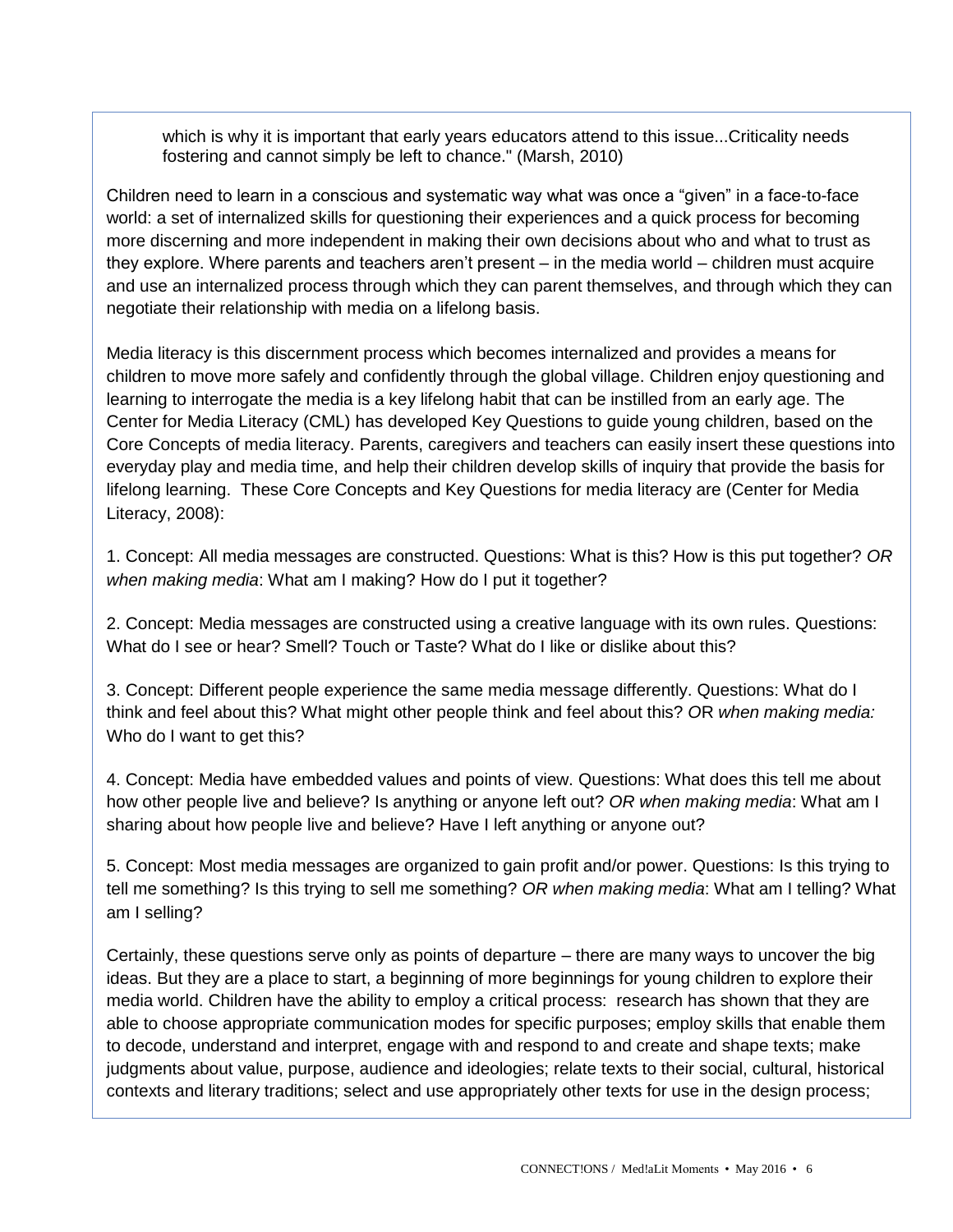> which is why it is important that early years educators attend to this issue...Criticality needs fostering and cannot simply be left to chance." (Marsh, 2010)

Children need to learn in a conscious and systematic way what was once a "given" in a face-to-face world: a set of internalized skills for questioning their experiences and a quick process for becoming more discerning and more independent in making their own decisions about who and what to trust as they explore. Where parents and teachers aren't present – in the media world – children must acquire and use an internalized process through which they can parent themselves, and through which they can negotiate their relationship with media on a lifelong basis.

Media literacy is this discernment process which becomes internalized and provides a means for children to move more safely and confidently through the global village. Children enjoy questioning and learning to interrogate the media is a key lifelong habit that can be instilled from an early age. The Center for Media Literacy (CML) has developed Key Questions to guide young children, based on the Core Concepts of media literacy. Parents, caregivers and teachers can easily insert these questions into everyday play and media time, and help their children develop skills of inquiry that provide the basis for lifelong learning. These Core Concepts and Key Questions for media literacy are (Center for Media Literacy, 2008):

1. Concept: All media messages are constructed. Questions: What is this? How is this put together? *OR when making media*: What am I making? How do I put it together?

2. Concept: Media messages are constructed using a creative language with its own rules. Questions: What do I see or hear? Smell? Touch or Taste? What do I like or dislike about this?

3. Concept: Different people experience the same media message differently. Questions: What do I think and feel about this? What might other people think and feel about this? *OR when making media:* Who do I want to get this?

4. Concept: Media have embedded values and points of view. Questions: What does this tell me about how other people live and believe? Is anything or anyone left out? *OR when making media*: What am I sharing about how people live and believe? Have I left anything or anyone out?

5. Concept: Most media messages are organized to gain profit and/or power. Questions: Is this trying to tell me something? Is this trying to sell me something? *OR when making media*: What am I telling? What am I selling?

Certainly, these questions serve only as points of departure – there are many ways to uncover the big ideas. But they are a place to start, a beginning of more beginnings for young children to explore their media world. Children have the ability to employ a critical process: research has shown that they are able to choose appropriate communication modes for specific purposes; employ skills that enable them to decode, understand and interpret, engage with and respond to and create and shape texts; make judgments about value, purpose, audience and ideologies; relate texts to their social, cultural, historical contexts and literary traditions; select and use appropriately other texts for use in the design process;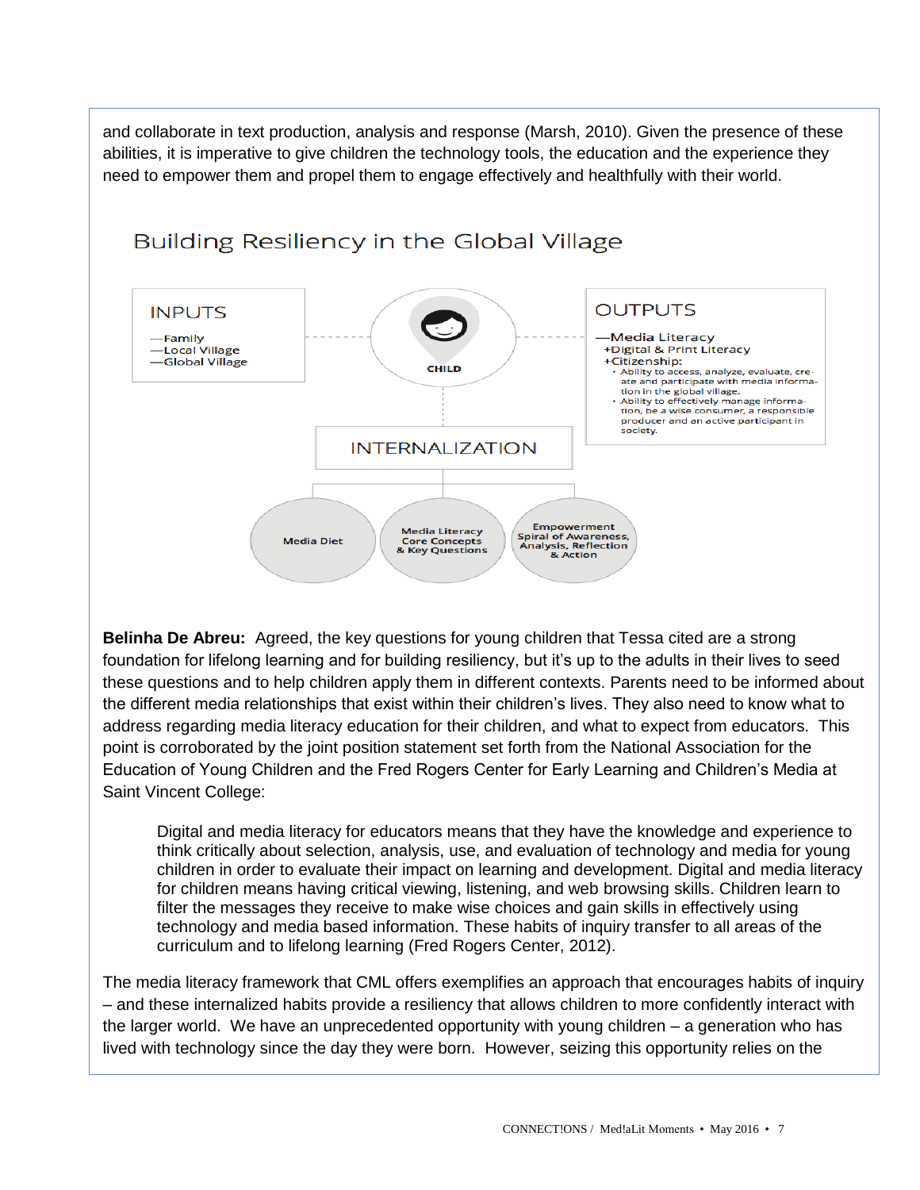and collaborate in text production, analysis and response (Marsh, 2010). Given the presence of these abilities, it is imperative to give children the technology tools, the education and the experience they need to empower them and propel them to engage effectively and healthfully with their world.

## Building Resiliency in the Global Village

**INPUTS**
- —Family
- —Local Village
- —Global Village

**CHILD**

**OUTPUTS**
- —Media Literacy
  - +Digital & Print Literacy
  - +Citizenship:
    - Ability to access, analyze, evaluate, create and participate with media information in the global village.
    - Ability to effectively manage information, be a wise consumer, a responsible producer and an active participant in society.

**INTERNALIZATION**
- Media Diet
- Media Literacy Core Concepts & Key Questions
- Empowerment Spiral of Awareness, Analysis, Reflection & Action

**Belinha De Abreu:** Agreed, the key questions for young children that Tessa cited are a strong foundation for lifelong learning and for building resiliency, but it's up to the adults in their lives to seed these questions and to help children apply them in different contexts. Parents need to be informed about the different media relationships that exist within their children's lives. They also need to know what to address regarding media literacy education for their children, and what to expect from educators. This point is corroborated by the joint position statement set forth from the National Association for the Education of Young Children and the Fred Rogers Center for Early Learning and Children's Media at Saint Vincent College:

> Digital and media literacy for educators means that they have the knowledge and experience to think critically about selection, analysis, use, and evaluation of technology and media for young children in order to evaluate their impact on learning and development. Digital and media literacy for children means having critical viewing, listening, and web browsing skills. Children learn to filter the messages they receive to make wise choices and gain skills in effectively using technology and media based information. These habits of inquiry transfer to all areas of the curriculum and to lifelong learning (Fred Rogers Center, 2012).

The media literacy framework that CML offers exemplifies an approach that encourages habits of inquiry – and these internalized habits provide a resiliency that allows children to more confidently interact with the larger world. We have an unprecedented opportunity with young children – a generation who has lived with technology since the day they were born. However, seizing this opportunity relies on the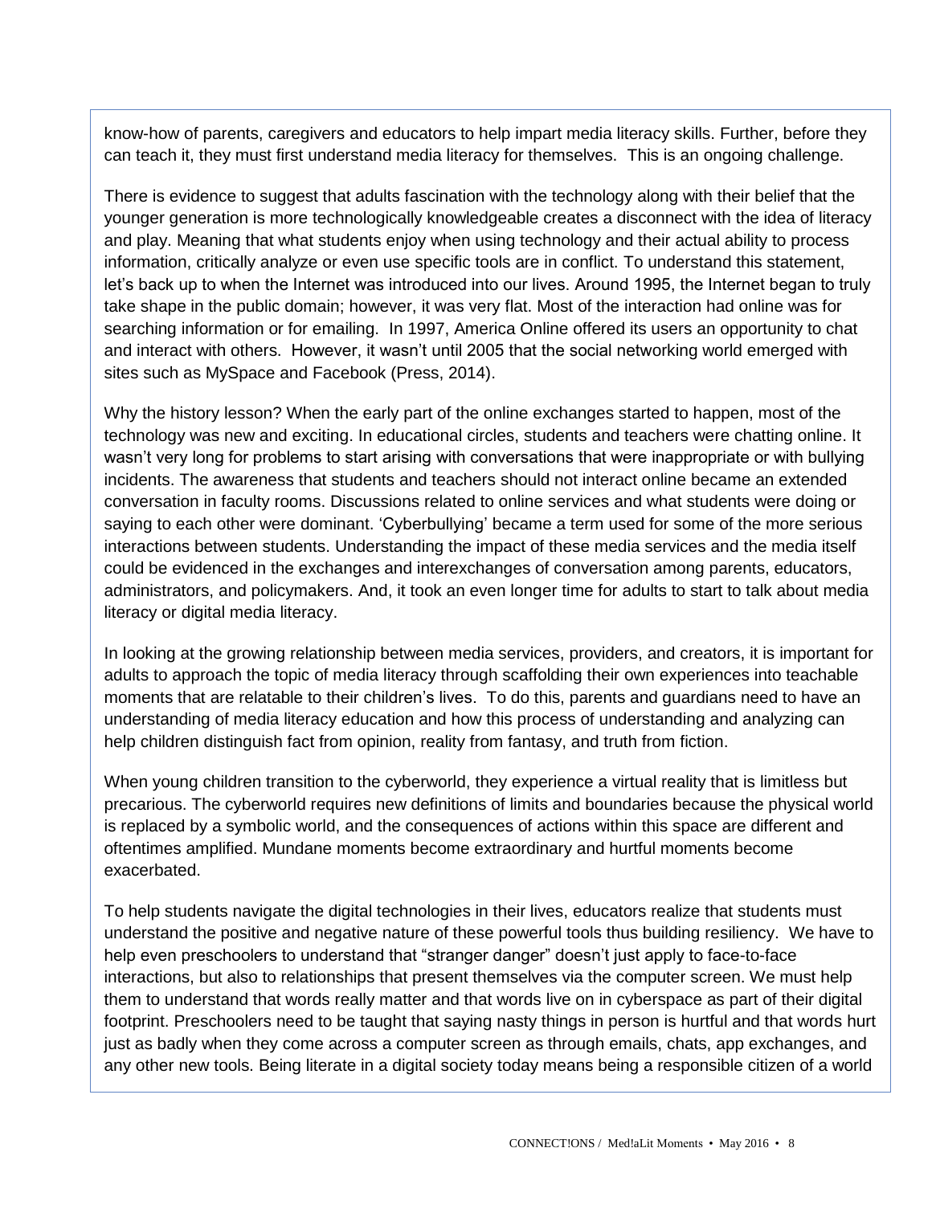know-how of parents, caregivers and educators to help impart media literacy skills. Further, before they can teach it, they must first understand media literacy for themselves. This is an ongoing challenge.

There is evidence to suggest that adults fascination with the technology along with their belief that the younger generation is more technologically knowledgeable creates a disconnect with the idea of literacy and play. Meaning that what students enjoy when using technology and their actual ability to process information, critically analyze or even use specific tools are in conflict. To understand this statement, let's back up to when the Internet was introduced into our lives. Around 1995, the Internet began to truly take shape in the public domain; however, it was very flat. Most of the interaction had online was for searching information or for emailing. In 1997, America Online offered its users an opportunity to chat and interact with others. However, it wasn't until 2005 that the social networking world emerged with sites such as MySpace and Facebook (Press, 2014).

Why the history lesson? When the early part of the online exchanges started to happen, most of the technology was new and exciting. In educational circles, students and teachers were chatting online. It wasn't very long for problems to start arising with conversations that were inappropriate or with bullying incidents. The awareness that students and teachers should not interact online became an extended conversation in faculty rooms. Discussions related to online services and what students were doing or saying to each other were dominant. 'Cyberbullying' became a term used for some of the more serious interactions between students. Understanding the impact of these media services and the media itself could be evidenced in the exchanges and interexchanges of conversation among parents, educators, administrators, and policymakers. And, it took an even longer time for adults to start to talk about media literacy or digital media literacy.

In looking at the growing relationship between media services, providers, and creators, it is important for adults to approach the topic of media literacy through scaffolding their own experiences into teachable moments that are relatable to their children's lives. To do this, parents and guardians need to have an understanding of media literacy education and how this process of understanding and analyzing can help children distinguish fact from opinion, reality from fantasy, and truth from fiction.

When young children transition to the cyberworld, they experience a virtual reality that is limitless but precarious. The cyberworld requires new definitions of limits and boundaries because the physical world is replaced by a symbolic world, and the consequences of actions within this space are different and oftentimes amplified. Mundane moments become extraordinary and hurtful moments become exacerbated.

To help students navigate the digital technologies in their lives, educators realize that students must understand the positive and negative nature of these powerful tools thus building resiliency. We have to help even preschoolers to understand that "stranger danger" doesn't just apply to face-to-face interactions, but also to relationships that present themselves via the computer screen. We must help them to understand that words really matter and that words live on in cyberspace as part of their digital footprint. Preschoolers need to be taught that saying nasty things in person is hurtful and that words hurt just as badly when they come across a computer screen as through emails, chats, app exchanges, and any other new tools. Being literate in a digital society today means being a responsible citizen of a world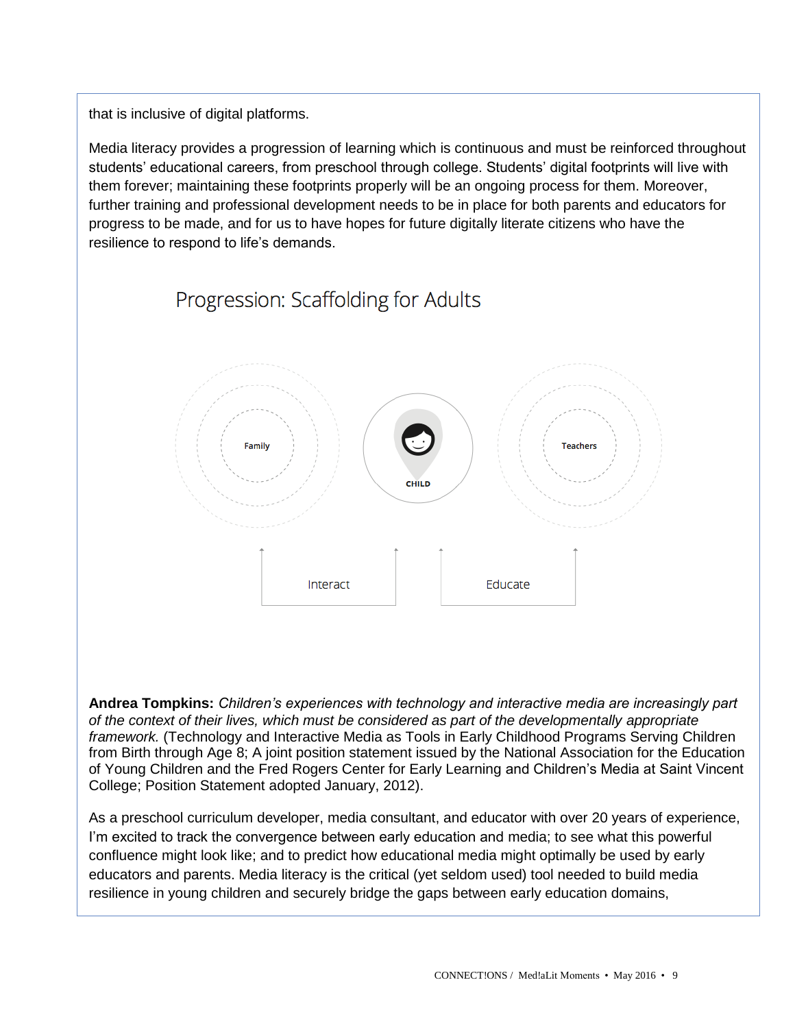that is inclusive of digital platforms.

Media literacy provides a progression of learning which is continuous and must be reinforced throughout students' educational careers, from preschool through college. Students' digital footprints will live with them forever; maintaining these footprints properly will be an ongoing process for them. Moreover, further training and professional development needs to be in place for both parents and educators for progress to be made, and for us to have hopes for future digitally literate citizens who have the resilience to respond to life's demands.

Progression: Scaffolding for Adults

Family

CHILD

Teachers

Interact

Educate

**Andrea Tompkins:** *Children's experiences with technology and interactive media are increasingly part of the context of their lives, which must be considered as part of the developmentally appropriate framework.* (Technology and Interactive Media as Tools in Early Childhood Programs Serving Children from Birth through Age 8; A joint position statement issued by the National Association for the Education of Young Children and the Fred Rogers Center for Early Learning and Children's Media at Saint Vincent College; Position Statement adopted January, 2012).

As a preschool curriculum developer, media consultant, and educator with over 20 years of experience, I'm excited to track the convergence between early education and media; to see what this powerful confluence might look like; and to predict how educational media might optimally be used by early educators and parents. Media literacy is the critical (yet seldom used) tool needed to build media resilience in young children and securely bridge the gaps between early education domains,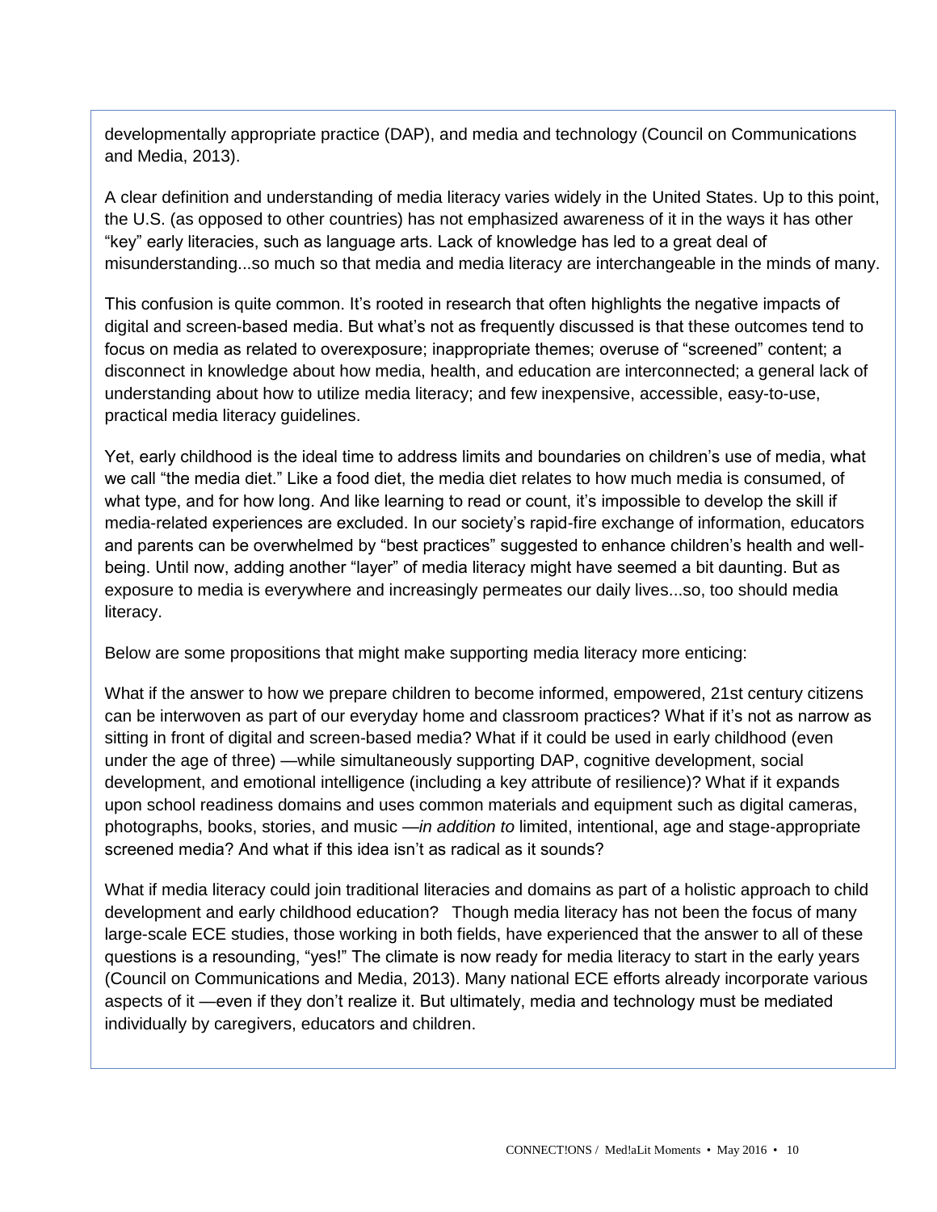developmentally appropriate practice (DAP), and media and technology (Council on Communications and Media, 2013).

A clear definition and understanding of media literacy varies widely in the United States. Up to this point, the U.S. (as opposed to other countries) has not emphasized awareness of it in the ways it has other "key" early literacies, such as language arts. Lack of knowledge has led to a great deal of misunderstanding...so much so that media and media literacy are interchangeable in the minds of many.

This confusion is quite common. It's rooted in research that often highlights the negative impacts of digital and screen-based media. But what's not as frequently discussed is that these outcomes tend to focus on media as related to overexposure; inappropriate themes; overuse of "screened" content; a disconnect in knowledge about how media, health, and education are interconnected; a general lack of understanding about how to utilize media literacy; and few inexpensive, accessible, easy-to-use, practical media literacy guidelines.

Yet, early childhood is the ideal time to address limits and boundaries on children's use of media, what we call "the media diet." Like a food diet, the media diet relates to how much media is consumed, of what type, and for how long. And like learning to read or count, it's impossible to develop the skill if media-related experiences are excluded. In our society's rapid-fire exchange of information, educators and parents can be overwhelmed by "best practices" suggested to enhance children's health and well-being. Until now, adding another "layer" of media literacy might have seemed a bit daunting. But as exposure to media is everywhere and increasingly permeates our daily lives...so, too should media literacy.

Below are some propositions that might make supporting media literacy more enticing:

What if the answer to how we prepare children to become informed, empowered, 21st century citizens can be interwoven as part of our everyday home and classroom practices? What if it's not as narrow as sitting in front of digital and screen-based media? What if it could be used in early childhood (even under the age of three) —while simultaneously supporting DAP, cognitive development, social development, and emotional intelligence (including a key attribute of resilience)? What if it expands upon school readiness domains and uses common materials and equipment such as digital cameras, photographs, books, stories, and music —*in addition to* limited, intentional, age and stage-appropriate screened media? And what if this idea isn't as radical as it sounds?

What if media literacy could join traditional literacies and domains as part of a holistic approach to child development and early childhood education? Though media literacy has not been the focus of many large-scale ECE studies, those working in both fields, have experienced that the answer to all of these questions is a resounding, "yes!" The climate is now ready for media literacy to start in the early years (Council on Communications and Media, 2013). Many national ECE efforts already incorporate various aspects of it —even if they don't realize it. But ultimately, media and technology must be mediated individually by caregivers, educators and children.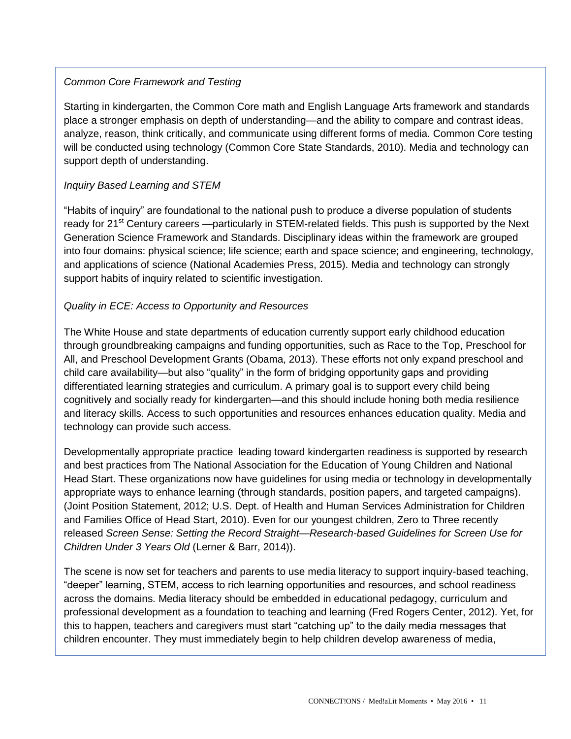*Common Core Framework and Testing*

Starting in kindergarten, the Common Core math and English Language Arts framework and standards place a stronger emphasis on depth of understanding—and the ability to compare and contrast ideas, analyze, reason, think critically, and communicate using different forms of media. Common Core testing will be conducted using technology (Common Core State Standards, 2010). Media and technology can support depth of understanding.

*Inquiry Based Learning and STEM*

"Habits of inquiry" are foundational to the national push to produce a diverse population of students ready for 21st Century careers —particularly in STEM-related fields. This push is supported by the Next Generation Science Framework and Standards. Disciplinary ideas within the framework are grouped into four domains: physical science; life science; earth and space science; and engineering, technology, and applications of science (National Academies Press, 2015). Media and technology can strongly support habits of inquiry related to scientific investigation.

*Quality in ECE: Access to Opportunity and Resources*

The White House and state departments of education currently support early childhood education through groundbreaking campaigns and funding opportunities, such as Race to the Top, Preschool for All, and Preschool Development Grants (Obama, 2013). These efforts not only expand preschool and child care availability—but also "quality" in the form of bridging opportunity gaps and providing differentiated learning strategies and curriculum. A primary goal is to support every child being cognitively and socially ready for kindergarten—and this should include honing both media resilience and literacy skills. Access to such opportunities and resources enhances education quality. Media and technology can provide such access.

Developmentally appropriate practice leading toward kindergarten readiness is supported by research and best practices from The National Association for the Education of Young Children and National Head Start. These organizations now have guidelines for using media or technology in developmentally appropriate ways to enhance learning (through standards, position papers, and targeted campaigns). (Joint Position Statement, 2012; U.S. Dept. of Health and Human Services Administration for Children and Families Office of Head Start, 2010). Even for our youngest children, Zero to Three recently released *Screen Sense: Setting the Record Straight—Research-based Guidelines for Screen Use for Children Under 3 Years Old* (Lerner & Barr, 2014)).

The scene is now set for teachers and parents to use media literacy to support inquiry-based teaching, "deeper" learning, STEM, access to rich learning opportunities and resources, and school readiness across the domains. Media literacy should be embedded in educational pedagogy, curriculum and professional development as a foundation to teaching and learning (Fred Rogers Center, 2012). Yet, for this to happen, teachers and caregivers must start "catching up" to the daily media messages that children encounter. They must immediately begin to help children develop awareness of media,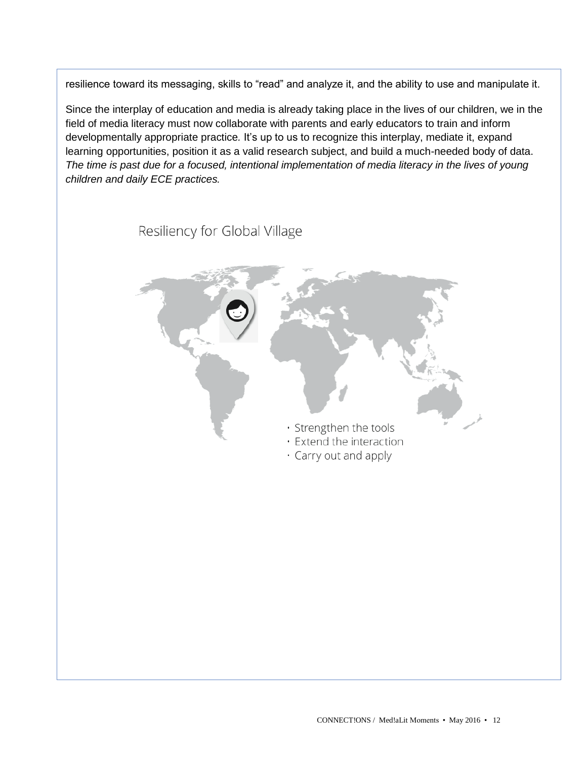resilience toward its messaging, skills to "read" and analyze it, and the ability to use and manipulate it.

Since the interplay of education and media is already taking place in the lives of our children, we in the field of media literacy must now collaborate with parents and early educators to train and inform developmentally appropriate practice. It's up to us to recognize this interplay, mediate it, expand learning opportunities, position it as a valid research subject, and build a much-needed body of data. *The time is past due for a focused, intentional implementation of media literacy in the lives of young children and daily ECE practices.*

Resiliency for Global Village

- Strengthen the tools
- Extend the interaction
- Carry out and apply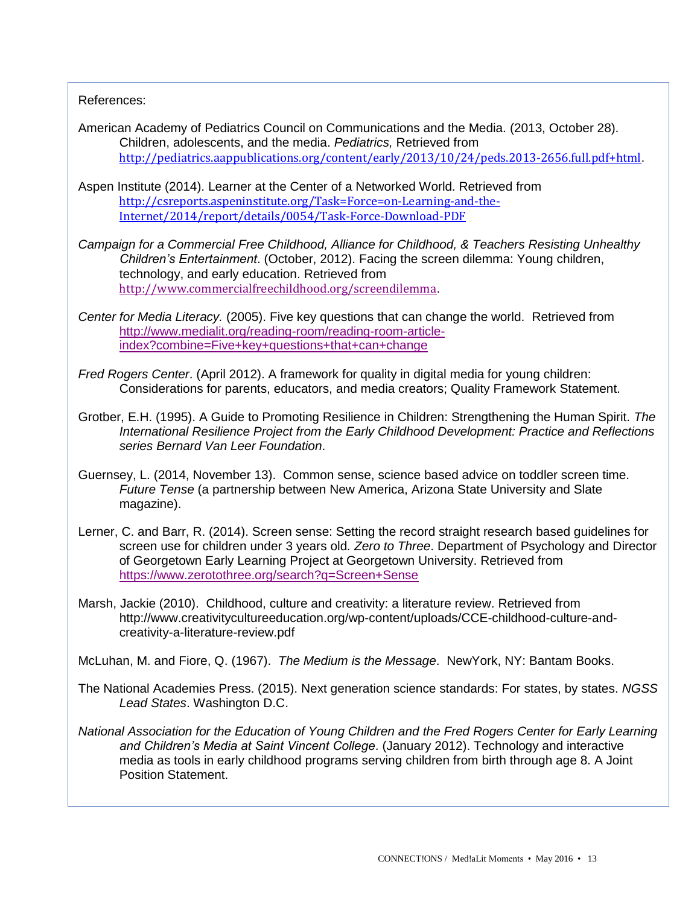References:

American Academy of Pediatrics Council on Communications and the Media. (2013, October 28). Children, adolescents, and the media. *Pediatrics,* Retrieved from http://pediatrics.aappublications.org/content/early/2013/10/24/peds.2013-2656.full.pdf+html.

Aspen Institute (2014). Learner at the Center of a Networked World. Retrieved from http://csreports.aspeninstitute.org/Task=Force=on-Learning-and-the-Internet/2014/report/details/0054/Task-Force-Download-PDF

*Campaign for a Commercial Free Childhood, Alliance for Childhood, & Teachers Resisting Unhealthy Children's Entertainment*. (October, 2012). Facing the screen dilemma: Young children, technology, and early education. Retrieved from http://www.commercialfreechildhood.org/screendilemma.

*Center for Media Literacy.* (2005). Five key questions that can change the world. Retrieved from http://www.medialit.org/reading-room/reading-room-article-index?combine=Five+key+questions+that+can+change

*Fred Rogers Center*. (April 2012). A framework for quality in digital media for young children: Considerations for parents, educators, and media creators; Quality Framework Statement.

Grotber, E.H. (1995). A Guide to Promoting Resilience in Children: Strengthening the Human Spirit. *The International Resilience Project from the Early Childhood Development: Practice and Reflections series Bernard Van Leer Foundation*.

Guernsey, L. (2014, November 13). Common sense, science based advice on toddler screen time. *Future Tense* (a partnership between New America, Arizona State University and Slate magazine).

Lerner, C. and Barr, R. (2014). Screen sense: Setting the record straight research based guidelines for screen use for children under 3 years old. *Zero to Three*. Department of Psychology and Director of Georgetown Early Learning Project at Georgetown University. Retrieved from https://www.zerotothree.org/search?q=Screen+Sense

Marsh, Jackie (2010). Childhood, culture and creativity: a literature review. Retrieved from http://www.creativitycultureeducation.org/wp-content/uploads/CCE-childhood-culture-and-creativity-a-literature-review.pdf

McLuhan, M. and Fiore, Q. (1967). *The Medium is the Message*. NewYork, NY: Bantam Books.

The National Academies Press. (2015). Next generation science standards: For states, by states. *NGSS Lead States*. Washington D.C.

*National Association for the Education of Young Children and the Fred Rogers Center for Early Learning and Children's Media at Saint Vincent College*. (January 2012). Technology and interactive media as tools in early childhood programs serving children from birth through age 8. A Joint Position Statement.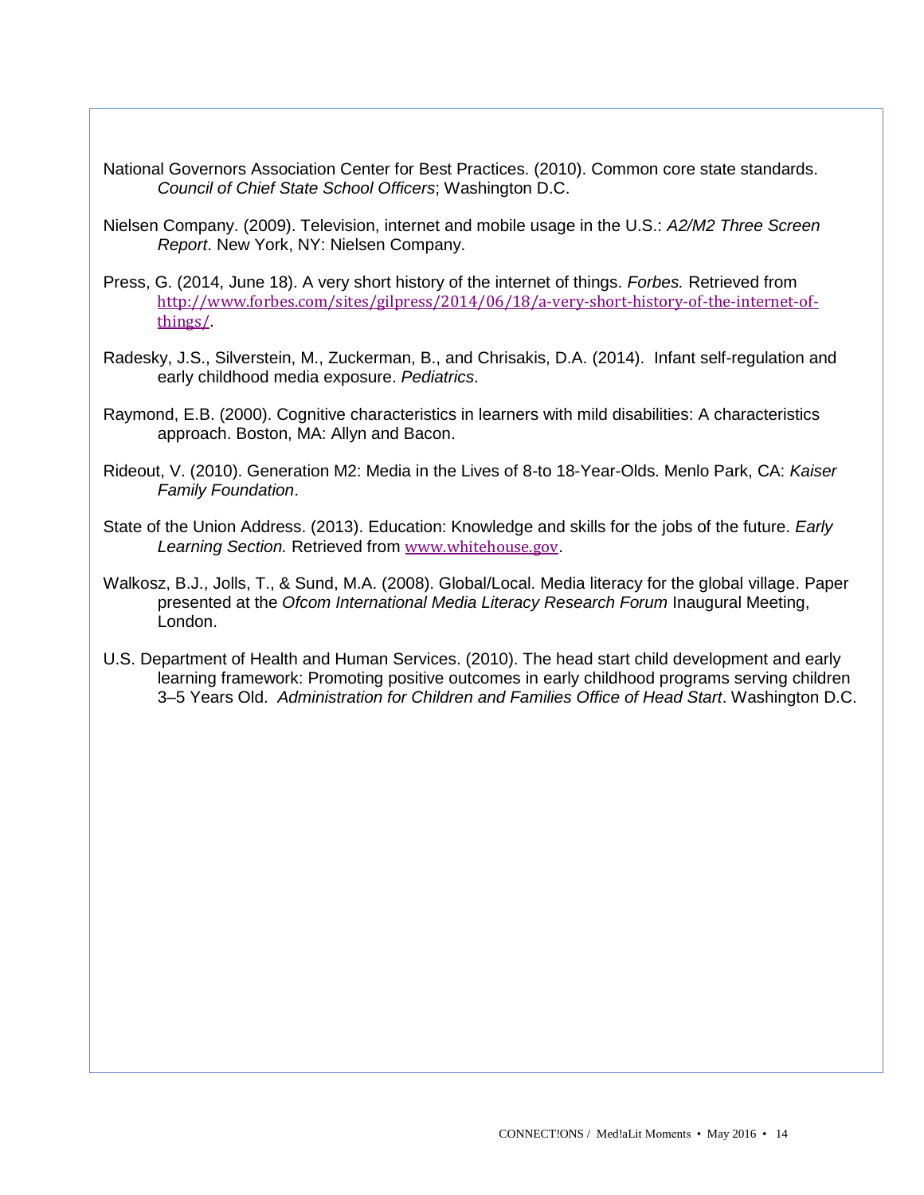National Governors Association Center for Best Practices. (2010). Common core state standards. *Council of Chief State School Officers*; Washington D.C.

Nielsen Company. (2009). Television, internet and mobile usage in the U.S.: *A2/M2 Three Screen Report*. New York, NY: Nielsen Company.

Press, G. (2014, June 18). A very short history of the internet of things. *Forbes.* Retrieved from http://www.forbes.com/sites/gilpress/2014/06/18/a-very-short-history-of-the-internet-of-things/.

Radesky, J.S., Silverstein, M., Zuckerman, B., and Chrisakis, D.A. (2014). Infant self-regulation and early childhood media exposure. *Pediatrics*.

Raymond, E.B. (2000). Cognitive characteristics in learners with mild disabilities: A characteristics approach. Boston, MA: Allyn and Bacon.

Rideout, V. (2010). Generation M2: Media in the Lives of 8-to 18-Year-Olds. Menlo Park, CA: *Kaiser Family Foundation*.

State of the Union Address. (2013). Education: Knowledge and skills for the jobs of the future. *Early Learning Section.* Retrieved from www.whitehouse.gov.

Walkosz, B.J., Jolls, T., & Sund, M.A. (2008). Global/Local. Media literacy for the global village. Paper presented at the *Ofcom International Media Literacy Research Forum* Inaugural Meeting, London.

U.S. Department of Health and Human Services. (2010). The head start child development and early learning framework: Promoting positive outcomes in early childhood programs serving children 3–5 Years Old. *Administration for Children and Families Office of Head Start*. Washington D.C.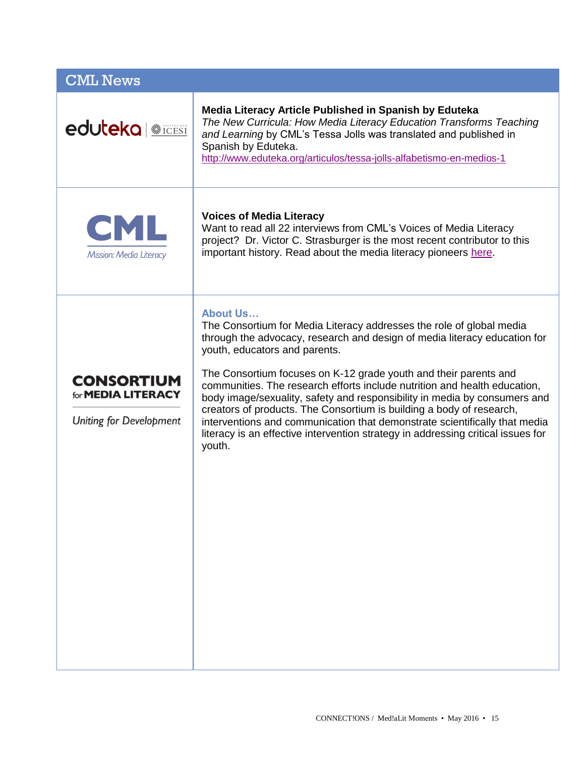## CML News

**Media Literacy Article Published in Spanish by Eduteka**

*The New Curricula: How Media Literacy Education Transforms Teaching and Learning* by CML's Tessa Jolls was translated and published in Spanish by Eduteka.

http://www.eduteka.org/articulos/tessa-jolls-alfabetismo-en-medios-1

**Voices of Media Literacy**

Want to read all 22 interviews from CML's Voices of Media Literacy project? Dr. Victor C. Strasburger is the most recent contributor to this important history. Read about the media literacy pioneers here.

**About Us…**

The Consortium for Media Literacy addresses the role of global media through the advocacy, research and design of media literacy education for youth, educators and parents.

The Consortium focuses on K-12 grade youth and their parents and communities. The research efforts include nutrition and health education, body image/sexuality, safety and responsibility in media by consumers and creators of products. The Consortium is building a body of research, interventions and communication that demonstrate scientifically that media literacy is an effective intervention strategy in addressing critical issues for youth.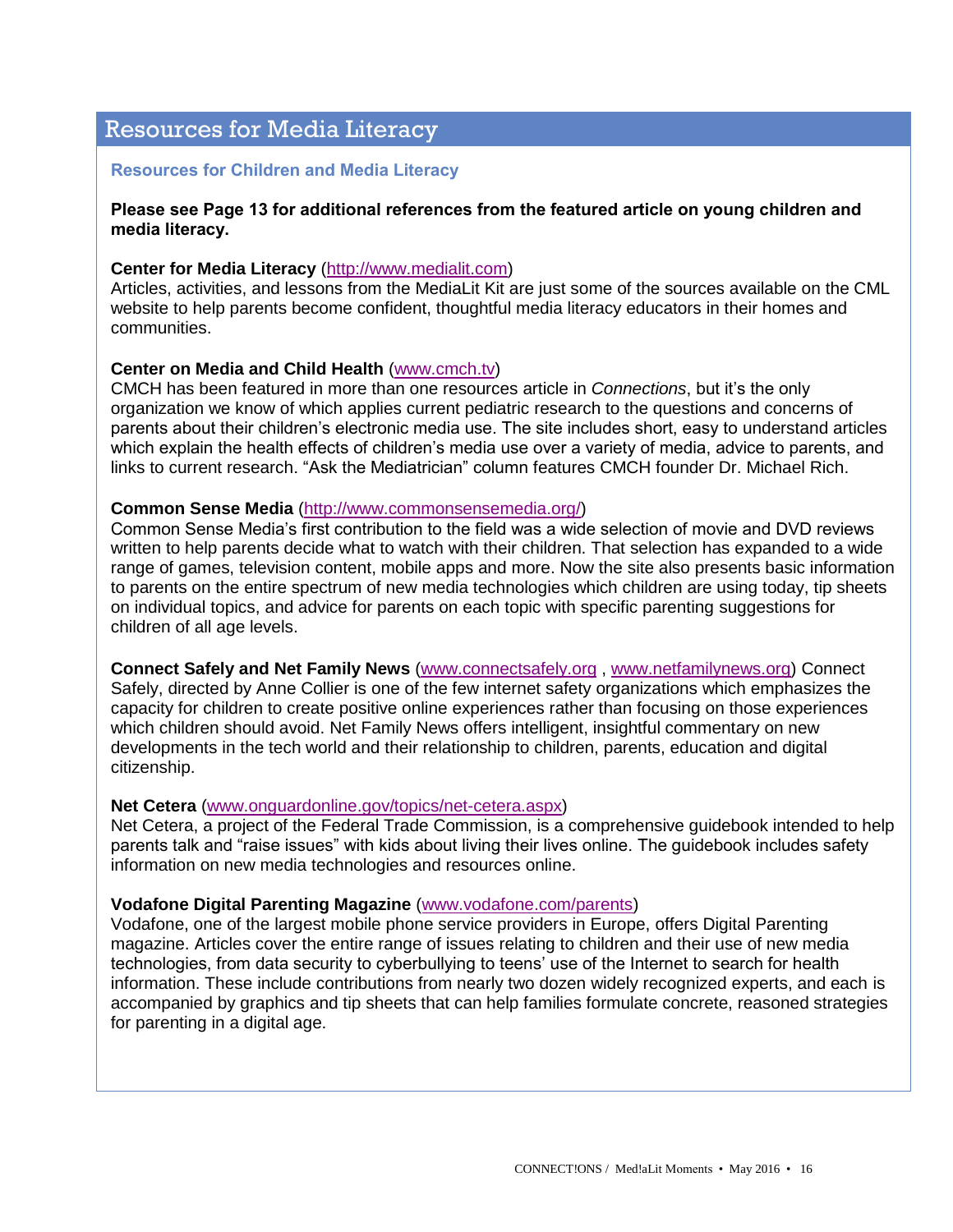# Resources for Media Literacy

## Resources for Children and Media Literacy

**Please see Page 13 for additional references from the featured article on young children and media literacy.**

**Center for Media Literacy** (http://www.medialit.com)
Articles, activities, and lessons from the MediaLit Kit are just some of the sources available on the CML website to help parents become confident, thoughtful media literacy educators in their homes and communities.

**Center on Media and Child Health** (www.cmch.tv)
CMCH has been featured in more than one resources article in *Connections*, but it's the only organization we know of which applies current pediatric research to the questions and concerns of parents about their children's electronic media use. The site includes short, easy to understand articles which explain the health effects of children's media use over a variety of media, advice to parents, and links to current research. "Ask the Mediatrician" column features CMCH founder Dr. Michael Rich.

**Common Sense Media** (http://www.commonsensemedia.org/)
Common Sense Media's first contribution to the field was a wide selection of movie and DVD reviews written to help parents decide what to watch with their children. That selection has expanded to a wide range of games, television content, mobile apps and more. Now the site also presents basic information to parents on the entire spectrum of new media technologies which children are using today, tip sheets on individual topics, and advice for parents on each topic with specific parenting suggestions for children of all age levels.

**Connect Safely and Net Family News** (www.connectsafely.org , www.netfamilynews.org) Connect Safely, directed by Anne Collier is one of the few internet safety organizations which emphasizes the capacity for children to create positive online experiences rather than focusing on those experiences which children should avoid. Net Family News offers intelligent, insightful commentary on new developments in the tech world and their relationship to children, parents, education and digital citizenship.

**Net Cetera** (www.onguardonline.gov/topics/net-cetera.aspx)
Net Cetera, a project of the Federal Trade Commission, is a comprehensive guidebook intended to help parents talk and "raise issues" with kids about living their lives online. The guidebook includes safety information on new media technologies and resources online.

**Vodafone Digital Parenting Magazine** (www.vodafone.com/parents)
Vodafone, one of the largest mobile phone service providers in Europe, offers Digital Parenting magazine. Articles cover the entire range of issues relating to children and their use of new media technologies, from data security to cyberbullying to teens' use of the Internet to search for health information. These include contributions from nearly two dozen widely recognized experts, and each is accompanied by graphics and tip sheets that can help families formulate concrete, reasoned strategies for parenting in a digital age.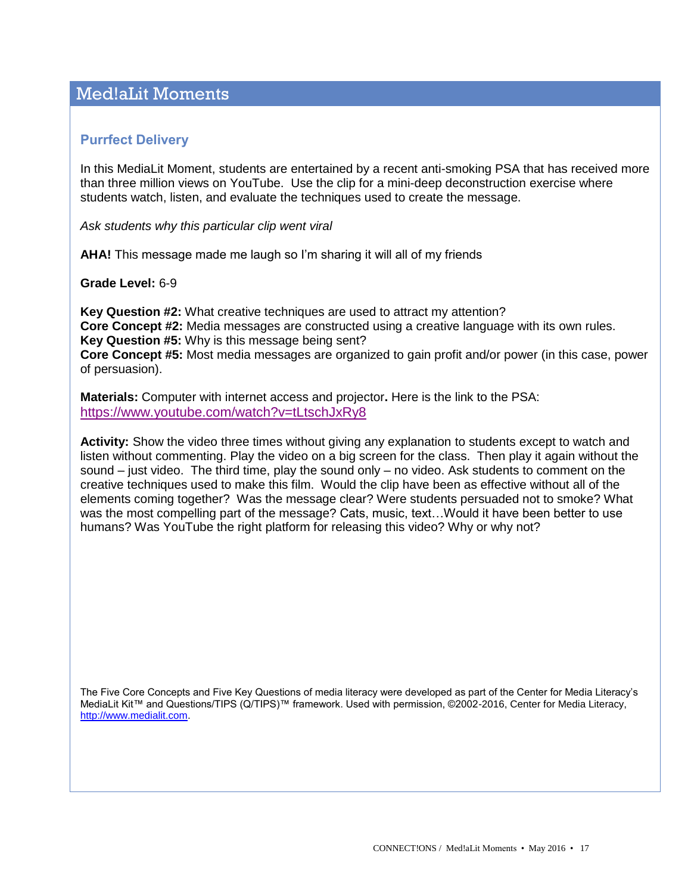# Med!aLit Moments

## Purrfect Delivery

In this MediaLit Moment, students are entertained by a recent anti-smoking PSA that has received more than three million views on YouTube. Use the clip for a mini-deep deconstruction exercise where students watch, listen, and evaluate the techniques used to create the message.

*Ask students why this particular clip went viral*

**AHA!** This message made me laugh so I'm sharing it will all of my friends

**Grade Level:** 6-9

**Key Question #2:** What creative techniques are used to attract my attention?
**Core Concept #2:** Media messages are constructed using a creative language with its own rules.
**Key Question #5:** Why is this message being sent?
**Core Concept #5:** Most media messages are organized to gain profit and/or power (in this case, power of persuasion).

**Materials:** Computer with internet access and projector**.** Here is the link to the PSA: https://www.youtube.com/watch?v=tLtschJxRy8

**Activity:** Show the video three times without giving any explanation to students except to watch and listen without commenting. Play the video on a big screen for the class. Then play it again without the sound – just video. The third time, play the sound only – no video. Ask students to comment on the creative techniques used to make this film. Would the clip have been as effective without all of the elements coming together? Was the message clear? Were students persuaded not to smoke? What was the most compelling part of the message? Cats, music, text…Would it have been better to use humans? Was YouTube the right platform for releasing this video? Why or why not?

The Five Core Concepts and Five Key Questions of media literacy were developed as part of the Center for Media Literacy's MediaLit Kit™ and Questions/TIPS (Q/TIPS)™ framework. Used with permission, ©2002-2016, Center for Media Literacy, http://www.medialit.com.